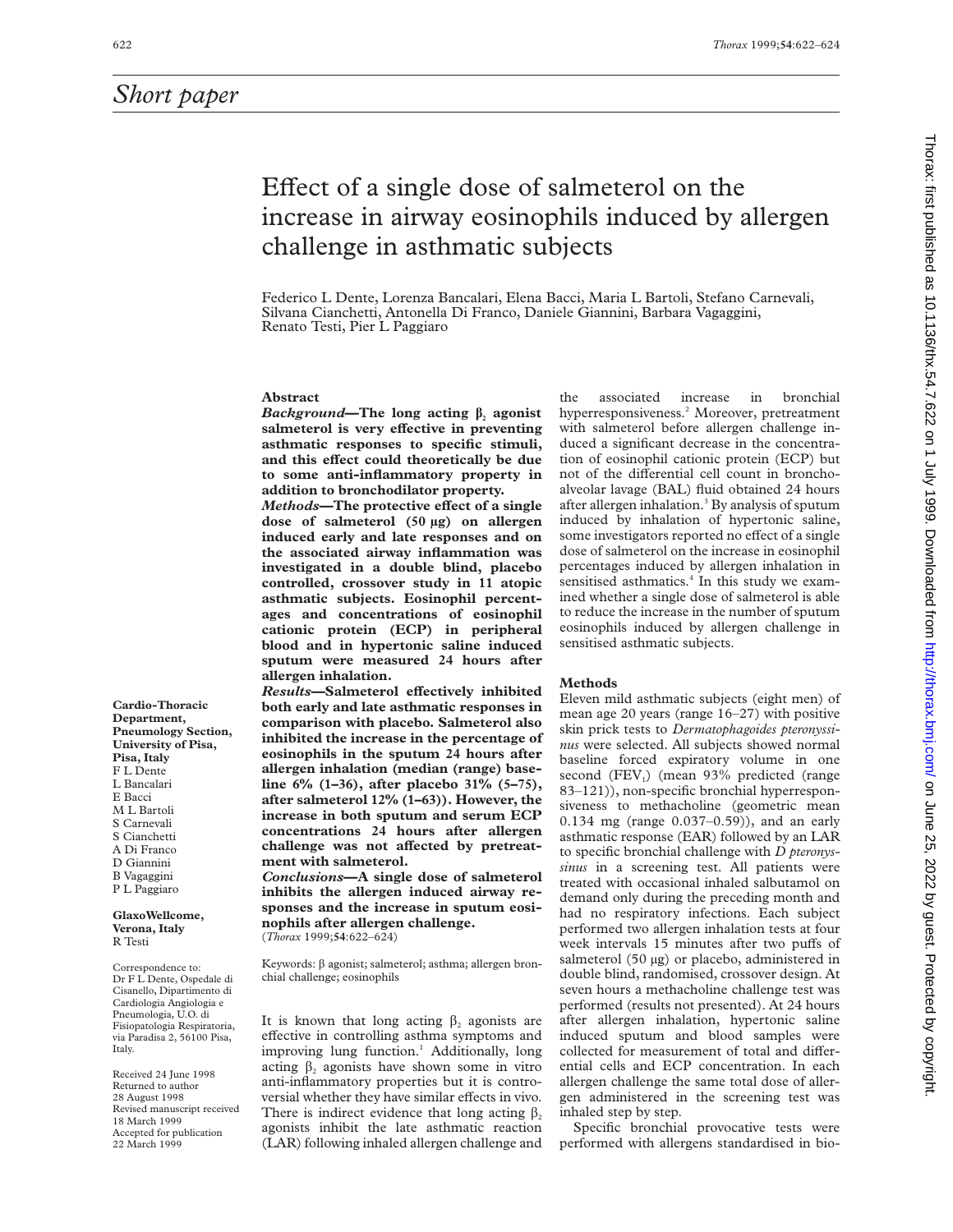# Short paper

# Effect of a single dose of salmeterol on the increase in airway eosinophils induced by allergen challenge in asthmatic subjects

Federico L Dente, Lorenza Bancalari, Elena Bacci, Maria L Bartoli, Stefano Carnevali, Silvana Cianchetti, Antonella Di Franco, Daniele Giannini, Barbara Vagaggini, Renato Testi, Pier L Paggiaro

**Cardio-Thoracic Department, Pneumology Section, University of Pisa, Pisa, Italy**
F L Dente
L Bancalari
E Bacci
M L Bartoli
S Carnevali
S Cianchetti
A Di Franco
D Giannini
B Vagaggini
P L Paggiaro

**GlaxoWellcome, Verona, Italy**
R Testi

Correspondence to: Dr F L Dente, Ospedale di Cisanello, Dipartimento di Cardiologia Angiologia e Pneumologia, U.O. di Fisiopatologia Respiratoria, via Paradisa 2, 56100 Pisa, Italy.

Received 24 June 1998
Returned to author 28 August 1998
Revised manuscript received 18 March 1999
Accepted for publication 22 March 1999

## Abstract

***Background*—The long acting $\beta_2$ agonist salmeterol is very effective in preventing asthmatic responses to specific stimuli, and this effect could theoretically be due to some anti-inflammatory property in addition to bronchodilator property.**

***Methods*—The protective effect of a single dose of salmeterol (50 µg) on allergen induced early and late responses and on the associated airway inflammation was investigated in a double blind, placebo controlled, crossover study in 11 atopic asthmatic subjects. Eosinophil percentages and concentrations of eosinophil cationic protein (ECP) in peripheral blood and in hypertonic saline induced sputum were measured 24 hours after allergen inhalation.**

***Results*—Salmeterol effectively inhibited both early and late asthmatic responses in comparison with placebo. Salmeterol also inhibited the increase in the percentage of eosinophils in the sputum 24 hours after allergen inhalation (median (range) baseline 6% (1–36), after placebo 31% (5–75), after salmeterol 12% (1–63)). However, the increase in both sputum and serum ECP concentrations 24 hours after allergen challenge was not affected by pretreatment with salmeterol.**

***Conclusions*—A single dose of salmeterol inhibits the allergen induced airway responses and the increase in sputum eosinophils after allergen challenge.**

(*Thorax* 1999;**54**:622–624)

Keywords: β agonist; salmeterol; asthma; allergen bronchial challenge; eosinophils

It is known that long acting $\beta_2$ agonists are effective in controlling asthma symptoms and improving lung function.[1] Additionally, long acting $\beta_2$ agonists have shown some in vitro anti-inflammatory properties but it is controversial whether they have similar effects in vivo. There is indirect evidence that long acting $\beta_2$ agonists inhibit the late asthmatic reaction (LAR) following inhaled allergen challenge and the associated increase in bronchial hyperresponsiveness.[2] Moreover, pretreatment with salmeterol before allergen challenge induced a significant decrease in the concentration of eosinophil cationic protein (ECP) but not of the differential cell count in bronchoalveolar lavage (BAL) fluid obtained 24 hours after allergen inhalation.[3] By analysis of sputum induced by inhalation of hypertonic saline, some investigators reported no effect of a single dose of salmeterol on the increase in eosinophil percentages induced by allergen inhalation in sensitised asthmatics.[4] In this study we examined whether a single dose of salmeterol is able to reduce the increase in the number of sputum eosinophils induced by allergen challenge in sensitised asthmatic subjects.

## Methods

Eleven mild asthmatic subjects (eight men) of mean age 20 years (range 16–27) with positive skin prick tests to *Dermatophagoides pteronyssinus* were selected. All subjects showed normal baseline forced expiratory volume in one second ($FEV_1$) (mean 93% predicted (range 83–121)), non-specific bronchial hyperresponsiveness to methacholine (geometric mean 0.134 mg (range 0.037–0.59)), and an early asthmatic response (EAR) followed by an LAR to specific bronchial challenge with *D pteronyssinus* in a screening test. All patients were treated with occasional inhaled salbutamol on demand only during the preceding month and had no respiratory infections. Each subject performed two allergen inhalation tests at four week intervals 15 minutes after two puffs of salmeterol (50 µg) or placebo, administered in double blind, randomised, crossover design. At seven hours a methacholine challenge test was performed (results not presented). At 24 hours after allergen inhalation, hypertonic saline induced sputum and blood samples were collected for measurement of total and differential cells and ECP concentration. In each allergen challenge the same total dose of allergen administered in the screening test was inhaled step by step.

Specific bronchial provocative tests were performed with allergens standardised in bio-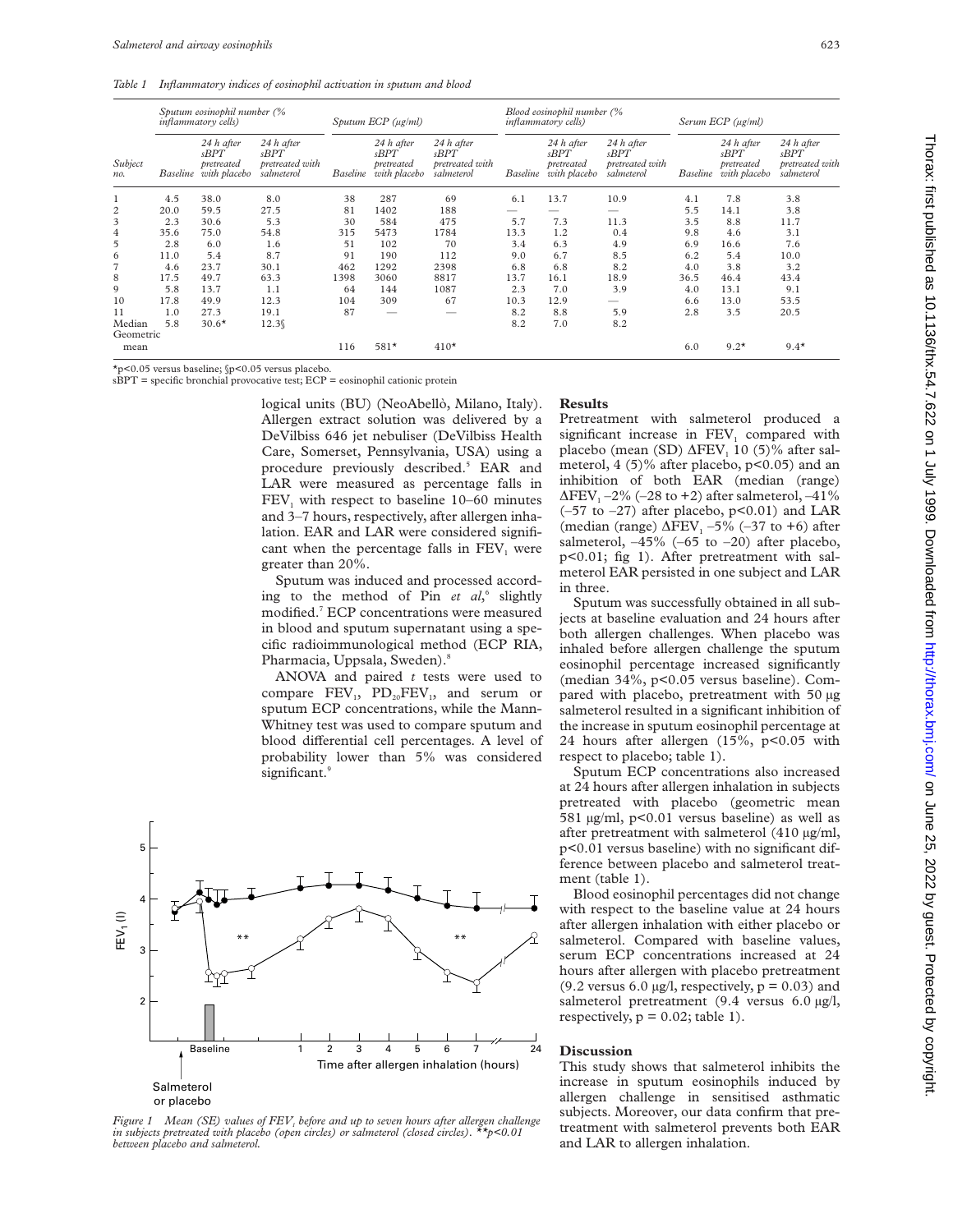*Table 1 Inflammatory indices of eosinophil activation in sputum and blood*

| Subject no. | Sputum eosinophil number (% inflammatory cells) | | | Sputum ECP (μg/ml) | | | Blood eosinophil number (% inflammatory cells) | | | Serum ECP (μg/ml) | | |
|---|---|---|---|---|---|---|---|---|---|---|---|---|
| | Baseline | 24 h after sBPT pretreated with placebo | 24 h after sBPT pretreated with salmeterol | Baseline | 24 h after sBPT pretreated with placebo | 24 h after sBPT pretreated with salmeterol | Baseline | 24 h after sBPT pretreated with placebo | 24 h after sBPT pretreated with salmeterol | Baseline | 24 h after sBPT pretreated with placebo | 24 h after sBPT pretreated with salmeterol |
| 1 | 4.5 | 38.0 | 8.0 | 38 | 287 | 69 | 6.1 | 13.7 | 10.9 | 4.1 | 7.8 | 3.8 |
| 2 | 20.0 | 59.5 | 27.5 | 81 | 1402 | 188 | — | — | — | 5.5 | 14.1 | 3.8 |
| 3 | 2.3 | 30.6 | 5.3 | 30 | 584 | 475 | 5.7 | 7.3 | 11.3 | 3.5 | 8.8 | 11.7 |
| 4 | 35.6 | 75.0 | 54.8 | 315 | 5473 | 1784 | 13.3 | 1.2 | 0.4 | 9.8 | 4.6 | 3.1 |
| 5 | 2.8 | 6.0 | 1.6 | 51 | 102 | 70 | 3.4 | 6.3 | 4.9 | 6.9 | 16.6 | 7.6 |
| 6 | 11.0 | 5.4 | 8.7 | 91 | 190 | 112 | 9.0 | 6.7 | 8.5 | 6.2 | 5.4 | 10.0 |
| 7 | 4.6 | 23.7 | 30.1 | 462 | 1292 | 2398 | 6.8 | 6.8 | 8.2 | 4.0 | 3.8 | 3.2 |
| 8 | 17.5 | 49.7 | 63.3 | 1398 | 3060 | 8817 | 13.7 | 16.1 | 18.9 | 36.5 | 46.4 | 43.4 |
| 9 | 5.8 | 13.7 | 1.1 | 64 | 144 | 1087 | 2.3 | 7.0 | 3.9 | 4.0 | 13.1 | 9.1 |
| 10 | 17.8 | 49.9 | 12.3 | 104 | 309 | 67 | 10.3 | 12.9 | — | 6.6 | 13.0 | 53.5 |
| 11 | 1.0 | 27.3 | 19.1 | 87 | — | — | 8.2 | 8.8 | 5.9 | 2.8 | 3.5 | 20.5 |
| Median | 5.8 | 30.6* | 12.3§ | | | | 8.2 | 7.0 | 8.2 | | | |
| Geometric mean | | | | 116 | 581* | 410* | | | | 6.0 | 9.2* | 9.4* |

*p<0.05 versus baseline; §p<0.05 versus placebo.
sBPT = specific bronchial provocative test; ECP = eosinophil cationic protein

logical units (BU) (NeoAbellò, Milano, Italy). Allergen extract solution was delivered by a DeVilbiss 646 jet nebuliser (DeVilbiss Health Care, Somerset, Pennsylvania, USA) using a procedure previously described.[5] EAR and LAR were measured as percentage falls in $FEV_1$ with respect to baseline 10–60 minutes and 3–7 hours, respectively, after allergen inhalation. EAR and LAR were considered significant when the percentage falls in $FEV_1$ were greater than 20%.

Sputum was induced and processed according to the method of Pin *et al*,[6] slightly modified.[7] ECP concentrations were measured in blood and sputum supernatant using a specific radioimmunological method (ECP RIA, Pharmacia, Uppsala, Sweden).[8]

ANOVA and paired *t* tests were used to compare $FEV_1$, $PD_{20}FEV_1$, and serum or sputum ECP concentrations, while the Mann-Whitney test was used to compare sputum and blood differential cell percentages. A level of probability lower than 5% was considered significant.[9]

*Figure 1 Mean (SE) values of $FEV_1$ before and up to seven hours after allergen challenge in subjects pretreated with placebo (open circles) or salmeterol (closed circles). **p<0.01 between placebo and salmeterol.*

## Results

Pretreatment with salmeterol produced a significant increase in $FEV_1$ compared with placebo (mean (SD) $\Delta FEV_1$ 10 (5)% after salmeterol, 4 (5)% after placebo, p<0.05) and an inhibition of both EAR (median (range) $\Delta FEV_1$ –2% (–28 to +2) after salmeterol, –41% (–57 to –27) after placebo, p<0.01) and LAR (median (range) $\Delta FEV_1$ –5% (–37 to +6) after salmeterol, –45% (–65 to –20) after placebo, p<0.01; fig 1). After pretreatment with salmeterol EAR persisted in one subject and LAR in three.

Sputum was successfully obtained in all subjects at baseline evaluation and 24 hours after both allergen challenges. When placebo was inhaled before allergen challenge the sputum eosinophil percentage increased significantly (median 34%, p<0.05 versus baseline). Compared with placebo, pretreatment with 50 μg salmeterol resulted in a significant inhibition of the increase in sputum eosinophil percentage at 24 hours after allergen (15%, p<0.05 with respect to placebo; table 1).

Sputum ECP concentrations also increased at 24 hours after allergen inhalation in subjects pretreated with placebo (geometric mean 581 μg/ml, p<0.01 versus baseline) as well as after pretreatment with salmeterol (410 μg/ml, p<0.01 versus baseline) with no significant difference between placebo and salmeterol treatment (table 1).

Blood eosinophil percentages did not change with respect to the baseline value at 24 hours after allergen inhalation with either placebo or salmeterol. Compared with baseline values, serum ECP concentrations increased at 24 hours after allergen with placebo pretreatment (9.2 versus 6.0 μg/l, respectively, p = 0.03) and salmeterol pretreatment (9.4 versus 6.0 μg/l, respectively, p = 0.02; table 1).

## Discussion

This study shows that salmeterol inhibits the increase in sputum eosinophils induced by allergen challenge in sensitised asthmatic subjects. Moreover, our data confirm that pretreatment with salmeterol prevents both EAR and LAR to allergen inhalation.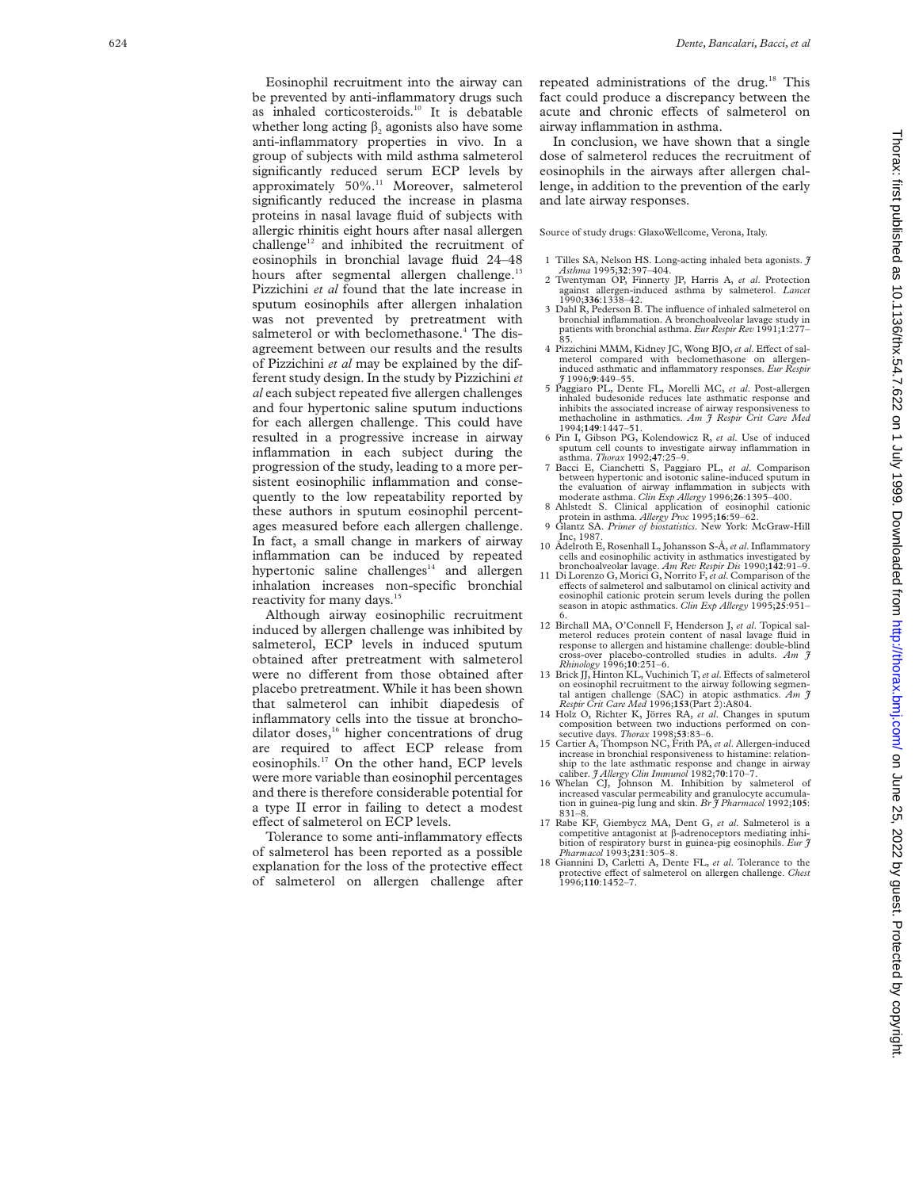Eosinophil recruitment into the airway can be prevented by anti-inflammatory drugs such as inhaled corticosteroids.[10] It is debatable whether long acting $\beta_2$ agonists also have some anti-inflammatory properties in vivo. In a group of subjects with mild asthma salmeterol significantly reduced serum ECP levels by approximately 50%.[11] Moreover, salmeterol significantly reduced the increase in plasma proteins in nasal lavage fluid of subjects with allergic rhinitis eight hours after nasal allergen challenge[12] and inhibited the recruitment of eosinophils in bronchial lavage fluid 24–48 hours after segmental allergen challenge.[13] Pizzichini *et al* found that the late increase in sputum eosinophils after allergen inhalation was not prevented by pretreatment with salmeterol or with beclomethasone.[4] The disagreement between our results and the results of Pizzichini *et al* may be explained by the different study design. In the study by Pizzichini *et al* each subject repeated five allergen challenges and four hypertonic saline sputum inductions for each allergen challenge. This could have resulted in a progressive increase in airway inflammation in each subject during the progression of the study, leading to a more persistent eosinophilic inflammation and consequently to the low repeatability reported by these authors in sputum eosinophil percentages measured before each allergen challenge. In fact, a small change in markers of airway inflammation can be induced by repeated hypertonic saline challenges[14] and allergen inhalation increases non-specific bronchial reactivity for many days.[15]

Although airway eosinophilic recruitment induced by allergen challenge was inhibited by salmeterol, ECP levels in induced sputum obtained after pretreatment with salmeterol were no different from those obtained after placebo pretreatment. While it has been shown that salmeterol can inhibit diapedesis of inflammatory cells into the tissue at bronchodilator doses,[16] higher concentrations of drug are required to affect ECP release from eosinophils.[17] On the other hand, ECP levels were more variable than eosinophil percentages and there is therefore considerable potential for a type II error in failing to detect a modest effect of salmeterol on ECP levels.

Tolerance to some anti-inflammatory effects of salmeterol has been reported as a possible explanation for the loss of the protective effect of salmeterol on allergen challenge after repeated administrations of the drug.[18] This fact could produce a discrepancy between the acute and chronic effects of salmeterol on airway inflammation in asthma.

In conclusion, we have shown that a single dose of salmeterol reduces the recruitment of eosinophils in the airways after allergen challenge, in addition to the prevention of the early and late airway responses.

Source of study drugs: GlaxoWellcome, Verona, Italy.

1. Tilles SA, Nelson HS. Long-acting inhaled beta agonists. *J Asthma* 1995;**32**:397–404.
2. Twentyman OP, Finnerty JP, Harris A, *et al*. Protection against allergen-induced asthma by salmeterol. *Lancet* 1990;**336**:1338–42.
3. Dahl R, Pederson B. The influence of inhaled salmeterol on bronchial inflammation. A bronchoalveolar lavage study in patients with bronchial asthma. *Eur Respir Rev* 1991;**1**:277–85.
4. Pizzichini MMM, Kidney JC, Wong BJO, *et al*. Effect of salmeterol compared with beclomethasone on allergen-induced asthmatic and inflammatory responses. *Eur Respir J* 1996;**9**:449–55.
5. Paggiaro PL, Dente FL, Morelli MC, *et al*. Post-allergen inhaled budesonide reduces late asthmatic response and inhibits the associated increase of airway responsiveness to methacholine in asthmatics. *Am J Respir Crit Care Med* 1994;**149**:1447–51.
6. Pin I, Gibson PG, Kolendowicz R, *et al*. Use of induced sputum cell counts to investigate airway inflammation in asthma. *Thorax* 1992;**47**:25–9.
7. Bacci E, Cianchetti S, Paggiaro PL, *et al*. Comparison between hypertonic and isotonic saline-induced sputum in the evaluation of airway inflammation in subjects with moderate asthma. *Clin Exp Allergy* 1996;**26**:1395–400.
8. Ahlstedt S. Clinical application of eosinophil cationic protein in asthma. *Allergy Proc* 1995;**16**:59–62.
9. Glantz SA. *Primer of biostatistics*. New York: McGraw-Hill Inc, 1987.
10. Ädelroth E, Rosenhall L, Johansson S-Å, *et al*. Inflammatory cells and eosinophilic activity in asthmatics investigated by bronchoalveolar lavage. *Am Rev Respir Dis* 1990;**142**:91–9.
11. Di Lorenzo G, Morici G, Norrito F, *et al*. Comparison of the effects of salmeterol and salbutamol on clinical activity and eosinophil cationic protein serum levels during the pollen season in atopic asthmatics. *Clin Exp Allergy* 1995;**25**:951–6.
12. Birchall MA, O'Connell F, Henderson J, *et al*. Topical salmeterol reduces protein content of nasal lavage fluid in response to allergen and histamine challenge: double-blind cross-over placebo-controlled studies in adults. *Am J Rhinology* 1996;**10**:251–6.
13. Brick JJ, Hinton KL, Vuchinich T, *et al*. Effects of salmeterol on eosinophil recruitment to the airway following segmental antigen challenge (SAC) in atopic asthmatics. *Am J Respir Crit Care Med* 1996;**153**(Part 2):A804.
14. Holz O, Richter K, Jörres RA, *et al*. Changes in sputum composition between two inductions performed on consecutive days. *Thorax* 1998;**53**:83–6.
15. Cartier A, Thompson NC, Frith PA, *et al*. Allergen-induced increase in bronchial responsiveness to histamine: relationship to the late asthmatic response and change in airway caliber. *J Allergy Clin Immunol* 1982;**70**:170–7.
16. Whelan CJ, Johnson M. Inhibition by salmeterol of increased vascular permeability and granulocyte accumulation in guinea-pig lung and skin. *Br J Pharmacol* 1992;**105**:831–8.
17. Rabe KF, Giembycz MA, Dent G, *et al*. Salmeterol is a competitive antagonist at β-adrenoceptors mediating inhibition of respiratory burst in guinea-pig eosinophils. *Eur J Pharmacol* 1993;**231**:305–8.
18. Giannini D, Carletti A, Dente FL, *et al*. Tolerance to the protective effect of salmeterol on allergen challenge. *Chest* 1996;**110**:1452–7.